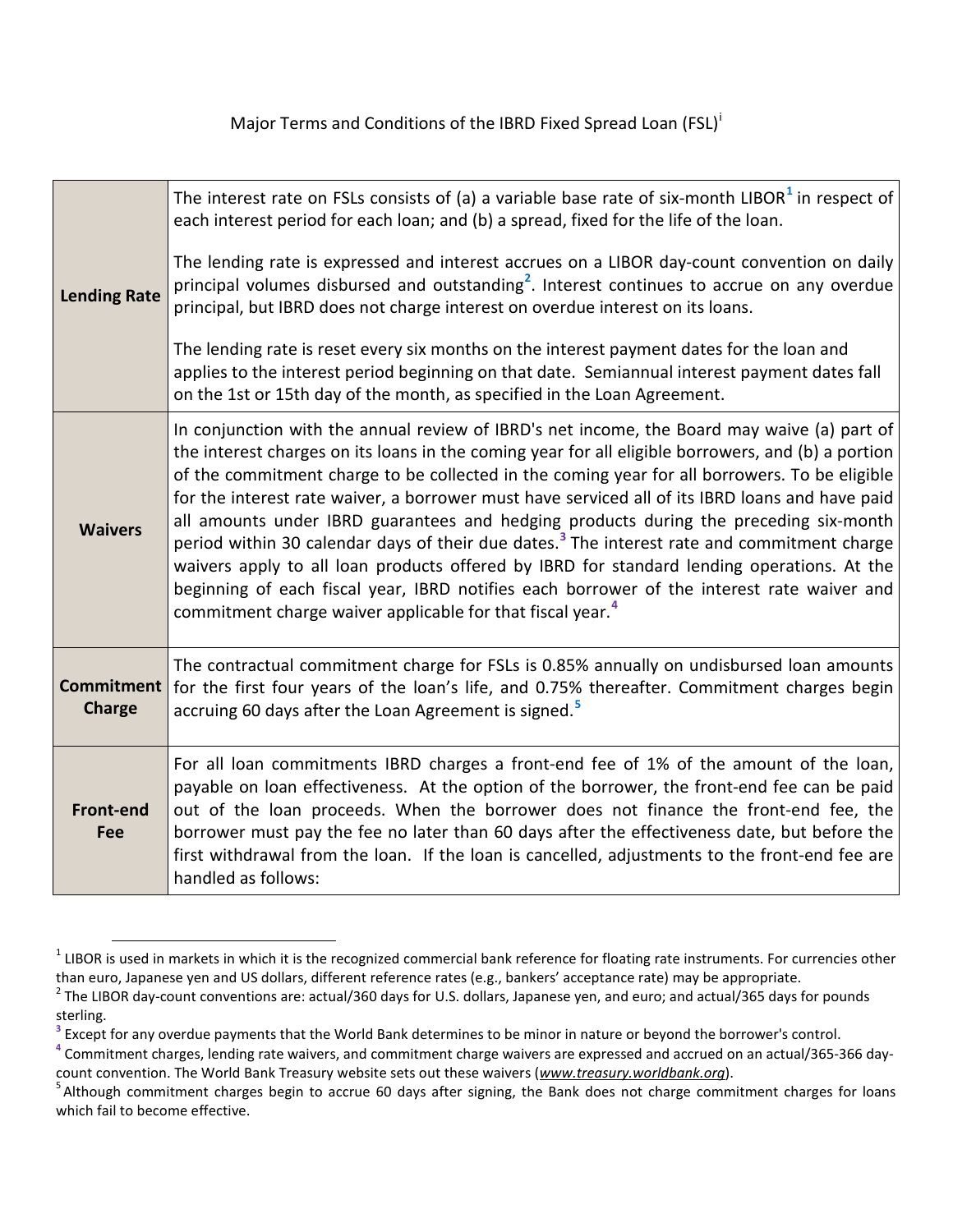Major Terms and Conditions of the IBRD Fixed Spread Loan (FSL)[i]

| | |
|---|---|
| **Lending Rate** | The interest rate on FSLs consists of (a) a variable base rate of six-month LIBOR[1] in respect of each interest period for each loan; and (b) a spread, fixed for the life of the loan.<br><br>The lending rate is expressed and interest accrues on a LIBOR day-count convention on daily principal volumes disbursed and outstanding[2]. Interest continues to accrue on any overdue principal, but IBRD does not charge interest on overdue interest on its loans.<br><br>The lending rate is reset every six months on the interest payment dates for the loan and applies to the interest period beginning on that date. Semiannual interest payment dates fall on the 1st or 15th day of the month, as specified in the Loan Agreement. |
| **Waivers** | In conjunction with the annual review of IBRD's net income, the Board may waive (a) part of the interest charges on its loans in the coming year for all eligible borrowers, and (b) a portion of the commitment charge to be collected in the coming year for all borrowers. To be eligible for the interest rate waiver, a borrower must have serviced all of its IBRD loans and have paid all amounts under IBRD guarantees and hedging products during the preceding six-month period within 30 calendar days of their due dates.[3] The interest rate and commitment charge waivers apply to all loan products offered by IBRD for standard lending operations. At the beginning of each fiscal year, IBRD notifies each borrower of the interest rate waiver and commitment charge waiver applicable for that fiscal year.[4] |
| **Commitment Charge** | The contractual commitment charge for FSLs is 0.85% annually on undisbursed loan amounts for the first four years of the loan's life, and 0.75% thereafter. Commitment charges begin accruing 60 days after the Loan Agreement is signed.[5] |
| **Front-end Fee** | For all loan commitments IBRD charges a front-end fee of 1% of the amount of the loan, payable on loan effectiveness. At the option of the borrower, the front-end fee can be paid out of the loan proceeds. When the borrower does not finance the front-end fee, the borrower must pay the fee no later than 60 days after the effectiveness date, but before the first withdrawal from the loan. If the loan is cancelled, adjustments to the front-end fee are handled as follows: |

[1] LIBOR is used in markets in which it is the recognized commercial bank reference for floating rate instruments. For currencies other than euro, Japanese yen and US dollars, different reference rates (e.g., bankers' acceptance rate) may be appropriate.

[2] The LIBOR day-count conventions are: actual/360 days for U.S. dollars, Japanese yen, and euro; and actual/365 days for pounds sterling.

[3] Except for any overdue payments that the World Bank determines to be minor in nature or beyond the borrower's control.

[4] Commitment charges, lending rate waivers, and commitment charge waivers are expressed and accrued on an actual/365-366 day-count convention. The World Bank Treasury website sets out these waivers (*www.treasury.worldbank.org*).

[5] Although commitment charges begin to accrue 60 days after signing, the Bank does not charge commitment charges for loans which fail to become effective.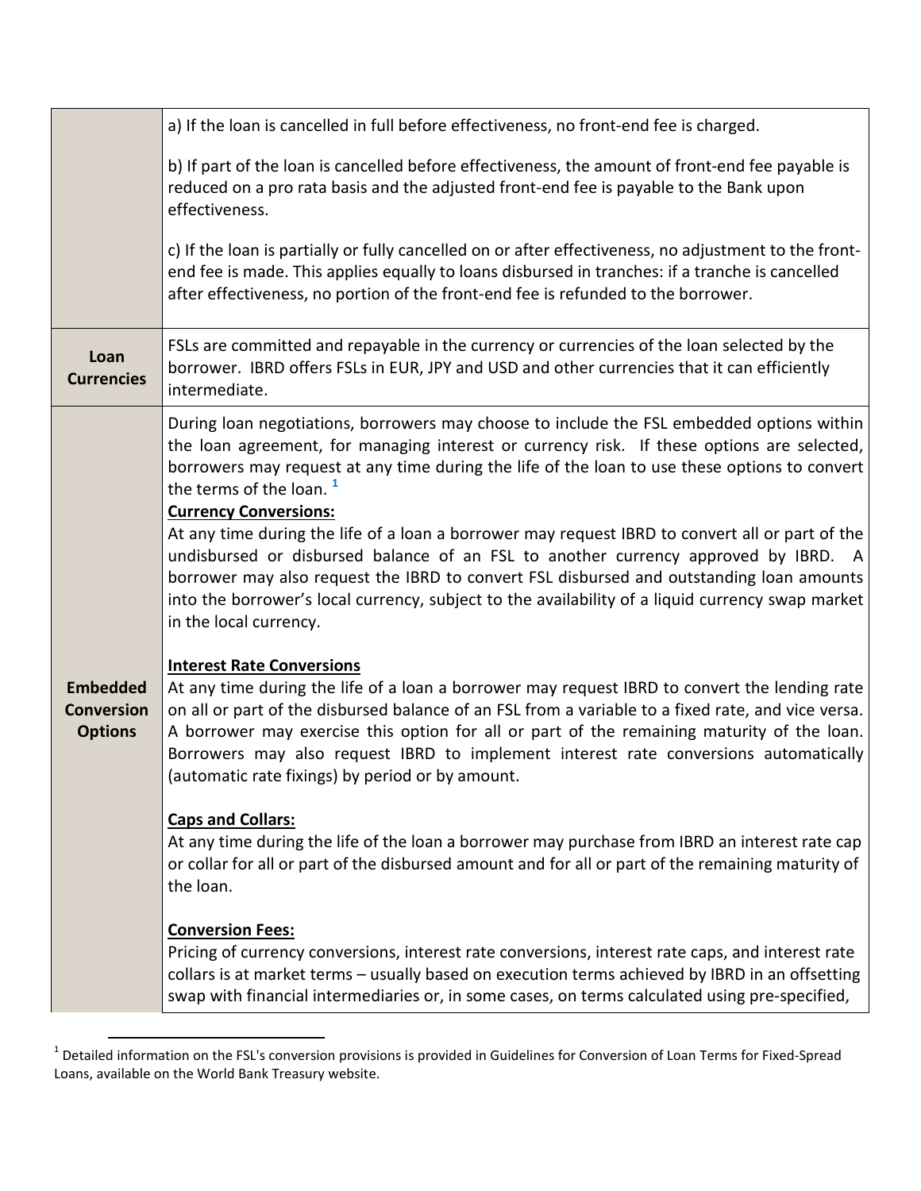| | |
|---|---|
| | a) If the loan is cancelled in full before effectiveness, no front-end fee is charged.<br><br>b) If part of the loan is cancelled before effectiveness, the amount of front-end fee payable is reduced on a pro rata basis and the adjusted front-end fee is payable to the Bank upon effectiveness.<br><br>c) If the loan is partially or fully cancelled on or after effectiveness, no adjustment to the front-end fee is made. This applies equally to loans disbursed in tranches: if a tranche is cancelled after effectiveness, no portion of the front-end fee is refunded to the borrower. |
| **Loan Currencies** | FSLs are committed and repayable in the currency or currencies of the loan selected by the borrower. IBRD offers FSLs in EUR, JPY and USD and other currencies that it can efficiently intermediate. |
| **Embedded Conversion Options** | During loan negotiations, borrowers may choose to include the FSL embedded options within the loan agreement, for managing interest or currency risk. If these options are selected, borrowers may request at any time during the life of the loan to use these options to convert the terms of the loan. [1]<br>**Currency Conversions:**<br>At any time during the life of a loan a borrower may request IBRD to convert all or part of the undisbursed or disbursed balance of an FSL to another currency approved by IBRD. A borrower may also request the IBRD to convert FSL disbursed and outstanding loan amounts into the borrower's local currency, subject to the availability of a liquid currency swap market in the local currency.<br><br>**Interest Rate Conversions**<br>At any time during the life of a loan a borrower may request IBRD to convert the lending rate on all or part of the disbursed balance of an FSL from a variable to a fixed rate, and vice versa. A borrower may exercise this option for all or part of the remaining maturity of the loan. Borrowers may also request IBRD to implement interest rate conversions automatically (automatic rate fixings) by period or by amount.<br><br>**Caps and Collars:**<br>At any time during the life of the loan a borrower may purchase from IBRD an interest rate cap or collar for all or part of the disbursed amount and for all or part of the remaining maturity of the loan.<br><br>**Conversion Fees:**<br>Pricing of currency conversions, interest rate conversions, interest rate caps, and interest rate collars is at market terms – usually based on execution terms achieved by IBRD in an offsetting swap with financial intermediaries or, in some cases, on terms calculated using pre-specified, |

[1] Detailed information on the FSL's conversion provisions is provided in Guidelines for Conversion of Loan Terms for Fixed-Spread Loans, available on the World Bank Treasury website.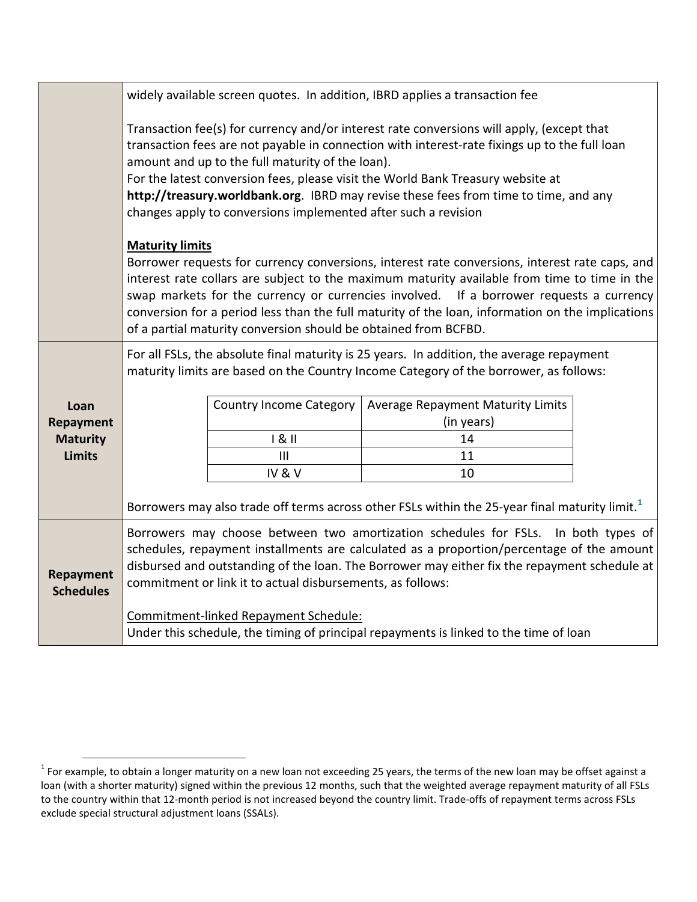| | |
|---|---|
| | widely available screen quotes. In addition, IBRD applies a transaction fee<br><br>Transaction fee(s) for currency and/or interest rate conversions will apply, (except that transaction fees are not payable in connection with interest-rate fixings up to the full loan amount and up to the full maturity of the loan).<br>For the latest conversion fees, please visit the World Bank Treasury website at **http://treasury.worldbank.org**. IBRD may revise these fees from time to time, and any changes apply to conversions implemented after such a revision<br><br>**Maturity limits**<br>Borrower requests for currency conversions, interest rate conversions, interest rate caps, and interest rate collars are subject to the maximum maturity available from time to time in the swap markets for the currency or currencies involved. If a borrower requests a currency conversion for a period less than the full maturity of the loan, information on the implications of a partial maturity conversion should be obtained from BCFBD. |
| **Loan Repayment Maturity Limits** | For all FSLs, the absolute final maturity is 25 years. In addition, the average repayment maturity limits are based on the Country Income Category of the borrower, as follows:<br><br>Country Income Category: I & II — Average Repayment Maturity Limits (in years): 14<br>Country Income Category: III — Average Repayment Maturity Limits (in years): 11<br>Country Income Category: IV & V — Average Repayment Maturity Limits (in years): 10<br><br>Borrowers may also trade off terms across other FSLs within the 25-year final maturity limit.[1] |
| **Repayment Schedules** | Borrowers may choose between two amortization schedules for FSLs. In both types of schedules, repayment installments are calculated as a proportion/percentage of the amount disbursed and outstanding of the loan. The Borrower may either fix the repayment schedule at commitment or link it to actual disbursements, as follows:<br><br>Commitment-linked Repayment Schedule:<br>Under this schedule, the timing of principal repayments is linked to the time of loan |

| Country Income Category | Average Repayment Maturity Limits (in years) |
|---|---|
| I & II | 14 |
| III | 11 |
| IV & V | 10 |

[1] For example, to obtain a longer maturity on a new loan not exceeding 25 years, the terms of the new loan may be offset against a loan (with a shorter maturity) signed within the previous 12 months, such that the weighted average repayment maturity of all FSLs to the country within that 12-month period is not increased beyond the country limit. Trade-offs of repayment terms across FSLs exclude special structural adjustment loans (SSALs).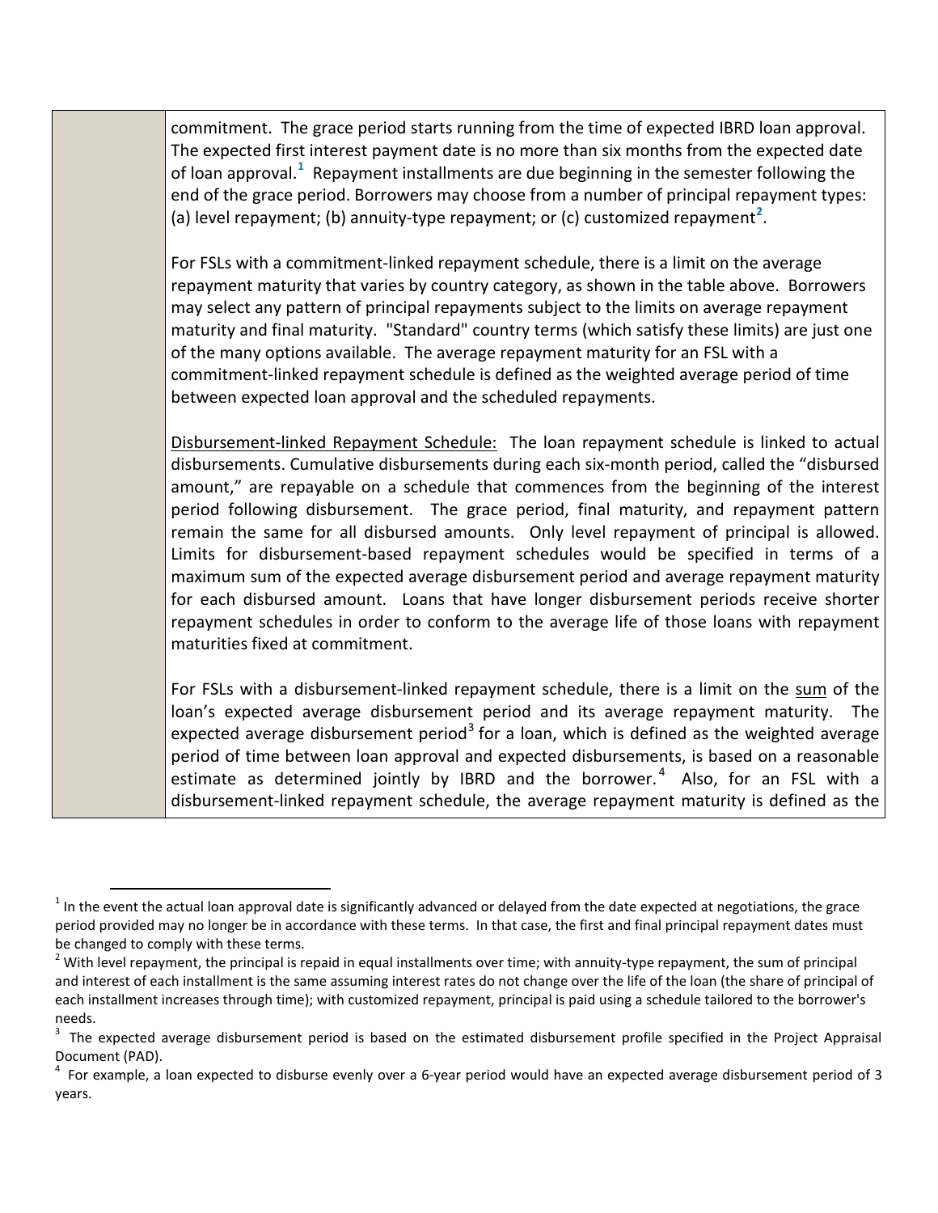| | commitment. The grace period starts running from the time of expected IBRD loan approval. The expected first interest payment date is no more than six months from the expected date of loan approval.[1] Repayment installments are due beginning in the semester following the end of the grace period. Borrowers may choose from a number of principal repayment types: (a) level repayment; (b) annuity-type repayment; or (c) customized repayment[2].<br><br>For FSLs with a commitment-linked repayment schedule, there is a limit on the average repayment maturity that varies by country category, as shown in the table above. Borrowers may select any pattern of principal repayments subject to the limits on average repayment maturity and final maturity. "Standard" country terms (which satisfy these limits) are just one of the many options available. The average repayment maturity for an FSL with a commitment-linked repayment schedule is defined as the weighted average period of time between expected loan approval and the scheduled repayments.<br><br><u>Disbursement-linked Repayment Schedule:</u> The loan repayment schedule is linked to actual disbursements. Cumulative disbursements during each six-month period, called the "disbursed amount," are repayable on a schedule that commences from the beginning of the interest period following disbursement. The grace period, final maturity, and repayment pattern remain the same for all disbursed amounts. Only level repayment of principal is allowed. Limits for disbursement-based repayment schedules would be specified in terms of a maximum sum of the expected average disbursement period and average repayment maturity for each disbursed amount. Loans that have longer disbursement periods receive shorter repayment schedules in order to conform to the average life of those loans with repayment maturities fixed at commitment.<br><br>For FSLs with a disbursement-linked repayment schedule, there is a limit on the <u>sum</u> of the loan's expected average disbursement period and its average repayment maturity. The expected average disbursement period[3] for a loan, which is defined as the weighted average period of time between loan approval and expected disbursements, is based on a reasonable estimate as determined jointly by IBRD and the borrower.[4] Also, for an FSL with a disbursement-linked repayment schedule, the average repayment maturity is defined as the |
|---|---|

[1] In the event the actual loan approval date is significantly advanced or delayed from the date expected at negotiations, the grace period provided may no longer be in accordance with these terms. In that case, the first and final principal repayment dates must be changed to comply with these terms.

[2] With level repayment, the principal is repaid in equal installments over time; with annuity-type repayment, the sum of principal and interest of each installment is the same assuming interest rates do not change over the life of the loan (the share of principal of each installment increases through time); with customized repayment, principal is paid using a schedule tailored to the borrower's needs.

[3] The expected average disbursement period is based on the estimated disbursement profile specified in the Project Appraisal Document (PAD).

[4] For example, a loan expected to disburse evenly over a 6-year period would have an expected average disbursement period of 3 years.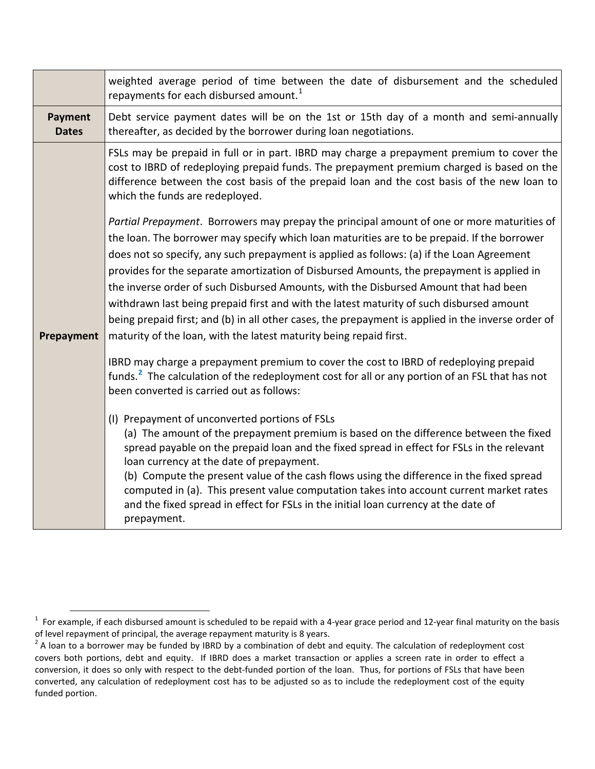| | |
|---|---|
| | weighted average period of time between the date of disbursement and the scheduled repayments for each disbursed amount.[1] |
| **Payment Dates** | Debt service payment dates will be on the 1st or 15th day of a month and semi-annually thereafter, as decided by the borrower during loan negotiations. |
| **Prepayment** | FSLs may be prepaid in full or in part. IBRD may charge a prepayment premium to cover the cost to IBRD of redeploying prepaid funds. The prepayment premium charged is based on the difference between the cost basis of the prepaid loan and the cost basis of the new loan to which the funds are redeployed.<br><br>*Partial Prepayment*. Borrowers may prepay the principal amount of one or more maturities of the loan. The borrower may specify which loan maturities are to be prepaid. If the borrower does not so specify, any such prepayment is applied as follows: (a) if the Loan Agreement provides for the separate amortization of Disbursed Amounts, the prepayment is applied in the inverse order of such Disbursed Amounts, with the Disbursed Amount that had been withdrawn last being prepaid first and with the latest maturity of such disbursed amount being prepaid first; and (b) in all other cases, the prepayment is applied in the inverse order of maturity of the loan, with the latest maturity being repaid first.<br><br>IBRD may charge a prepayment premium to cover the cost to IBRD of redeploying prepaid funds.[2] The calculation of the redeployment cost for all or any portion of an FSL that has not been converted is carried out as follows:<br><br>(I) Prepayment of unconverted portions of FSLs<br>(a) The amount of the prepayment premium is based on the difference between the fixed spread payable on the prepaid loan and the fixed spread in effect for FSLs in the relevant loan currency at the date of prepayment.<br>(b) Compute the present value of the cash flows using the difference in the fixed spread computed in (a). This present value computation takes into account current market rates and the fixed spread in effect for FSLs in the initial loan currency at the date of prepayment. |

[1] For example, if each disbursed amount is scheduled to be repaid with a 4-year grace period and 12-year final maturity on the basis of level repayment of principal, the average repayment maturity is 8 years.

[2] A loan to a borrower may be funded by IBRD by a combination of debt and equity. The calculation of redeployment cost covers both portions, debt and equity. If IBRD does a market transaction or applies a screen rate in order to effect a conversion, it does so only with respect to the debt-funded portion of the loan. Thus, for portions of FSLs that have been converted, any calculation of redeployment cost has to be adjusted so as to include the redeployment cost of the equity funded portion.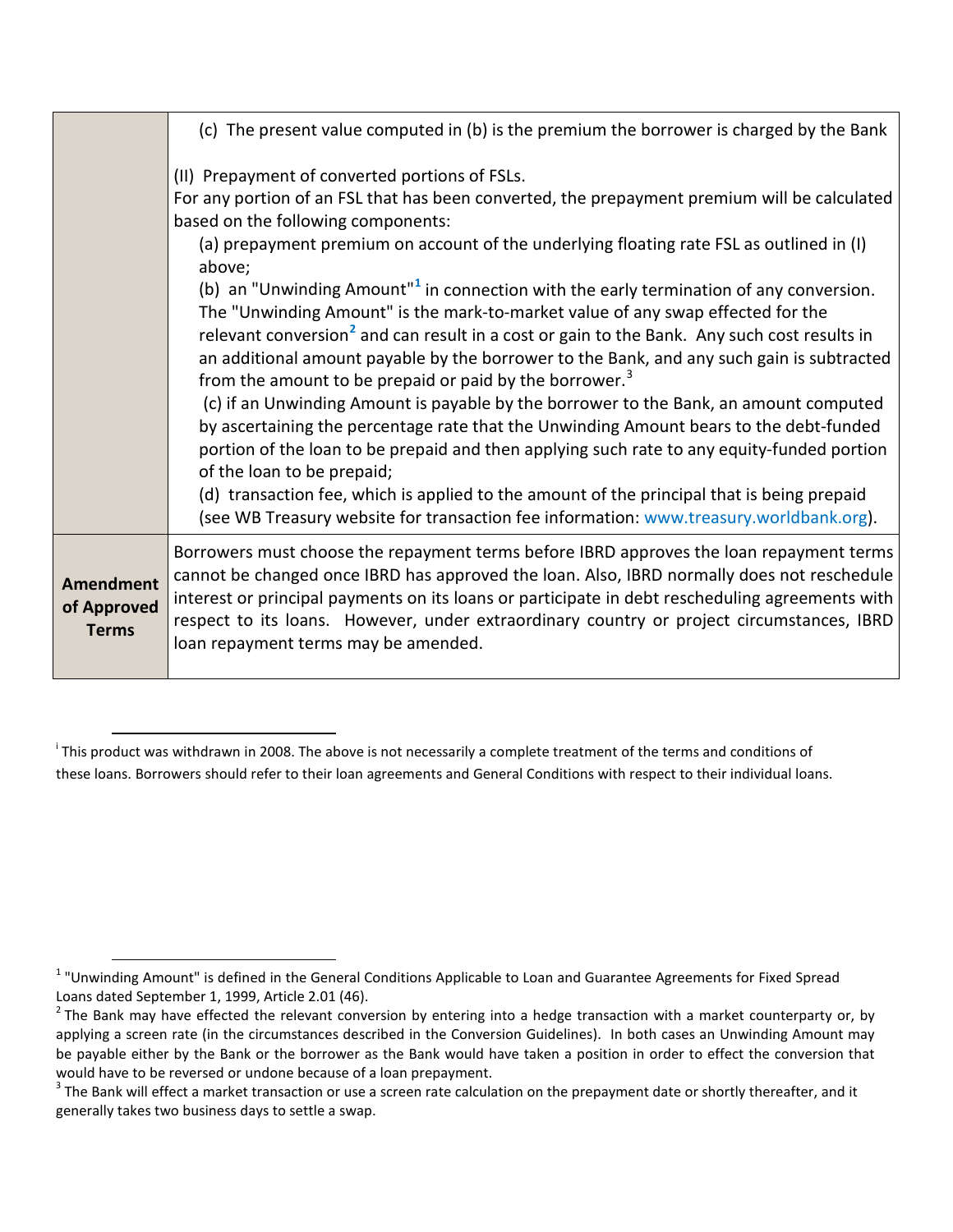| | |
|---|---|
| | (c) The present value computed in (b) is the premium the borrower is charged by the Bank<br><br>(II) Prepayment of converted portions of FSLs.<br>For any portion of an FSL that has been converted, the prepayment premium will be calculated based on the following components:<br>(a) prepayment premium on account of the underlying floating rate FSL as outlined in (I) above;<br>(b) an "Unwinding Amount"[1] in connection with the early termination of any conversion. The "Unwinding Amount" is the mark-to-market value of any swap effected for the relevant conversion[2] and can result in a cost or gain to the Bank. Any such cost results in an additional amount payable by the borrower to the Bank, and any such gain is subtracted from the amount to be prepaid or paid by the borrower.[3]<br>(c) if an Unwinding Amount is payable by the borrower to the Bank, an amount computed by ascertaining the percentage rate that the Unwinding Amount bears to the debt-funded portion of the loan to be prepaid and then applying such rate to any equity-funded portion of the loan to be prepaid;<br>(d) transaction fee, which is applied to the amount of the principal that is being prepaid (see WB Treasury website for transaction fee information: www.treasury.worldbank.org). |
| **Amendment of Approved Terms** | Borrowers must choose the repayment terms before IBRD approves the loan repayment terms cannot be changed once IBRD has approved the loan. Also, IBRD normally does not reschedule interest or principal payments on its loans or participate in debt rescheduling agreements with respect to its loans. However, under extraordinary country or project circumstances, IBRD loan repayment terms may be amended. |

[i] This product was withdrawn in 2008. The above is not necessarily a complete treatment of the terms and conditions of these loans. Borrowers should refer to their loan agreements and General Conditions with respect to their individual loans.

[1] "Unwinding Amount" is defined in the General Conditions Applicable to Loan and Guarantee Agreements for Fixed Spread Loans dated September 1, 1999, Article 2.01 (46).

[2] The Bank may have effected the relevant conversion by entering into a hedge transaction with a market counterparty or, by applying a screen rate (in the circumstances described in the Conversion Guidelines). In both cases an Unwinding Amount may be payable either by the Bank or the borrower as the Bank would have taken a position in order to effect the conversion that would have to be reversed or undone because of a loan prepayment.

[3] The Bank will effect a market transaction or use a screen rate calculation on the prepayment date or shortly thereafter, and it generally takes two business days to settle a swap.